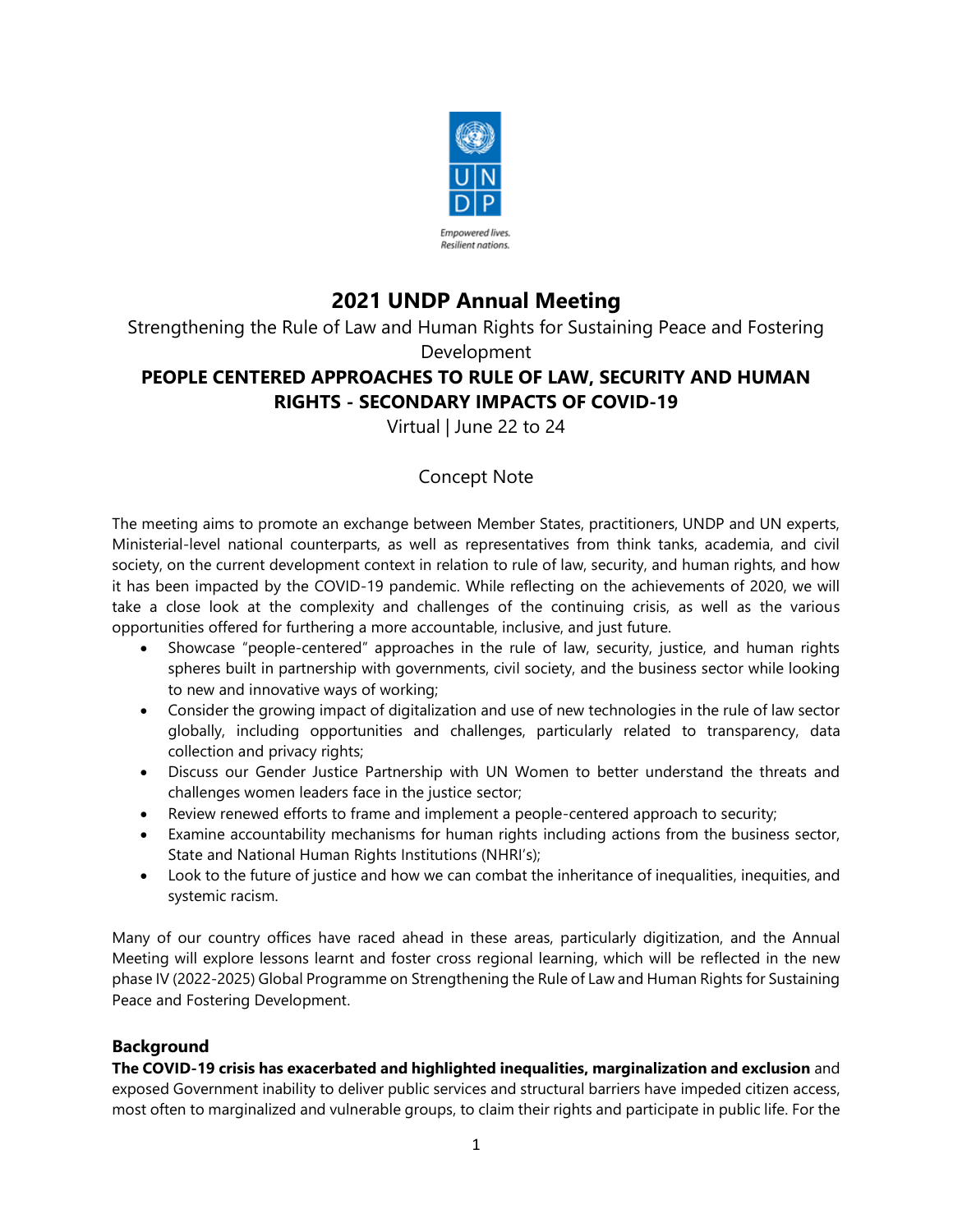# 2021 UNDP Annual Meeting

Strengthening the Rule of Law and Human Rights for Sustaining Peace and Fostering Development

## PEOPLE CENTERED APPROACHES TO RULE OF LAW, SECURITY AND HUMAN RIGHTS - SECONDARY IMPACTS OF COVID-19

Virtual | June 22 to 24

Concept Note

The meeting aims to promote an exchange between Member States, practitioners, UNDP and UN experts, Ministerial-level national counterparts, as well as representatives from think tanks, academia, and civil society, on the current development context in relation to rule of law, security, and human rights, and how it has been impacted by the COVID-19 pandemic. While reflecting on the achievements of 2020, we will take a close look at the complexity and challenges of the continuing crisis, as well as the various opportunities offered for furthering a more accountable, inclusive, and just future.

- Showcase "people-centered" approaches in the rule of law, security, justice, and human rights spheres built in partnership with governments, civil society, and the business sector while looking to new and innovative ways of working;
- Consider the growing impact of digitalization and use of new technologies in the rule of law sector globally, including opportunities and challenges, particularly related to transparency, data collection and privacy rights;
- Discuss our Gender Justice Partnership with UN Women to better understand the threats and challenges women leaders face in the justice sector;
- Review renewed efforts to frame and implement a people-centered approach to security;
- Examine accountability mechanisms for human rights including actions from the business sector, State and National Human Rights Institutions (NHRI's);
- Look to the future of justice and how we can combat the inheritance of inequalities, inequities, and systemic racism.

Many of our country offices have raced ahead in these areas, particularly digitization, and the Annual Meeting will explore lessons learnt and foster cross regional learning, which will be reflected in the new phase IV (2022-2025) Global Programme on Strengthening the Rule of Law and Human Rights for Sustaining Peace and Fostering Development.

### Background

**The COVID-19 crisis has exacerbated and highlighted inequalities, marginalization and exclusion** and exposed Government inability to deliver public services and structural barriers have impeded citizen access, most often to marginalized and vulnerable groups, to claim their rights and participate in public life. For the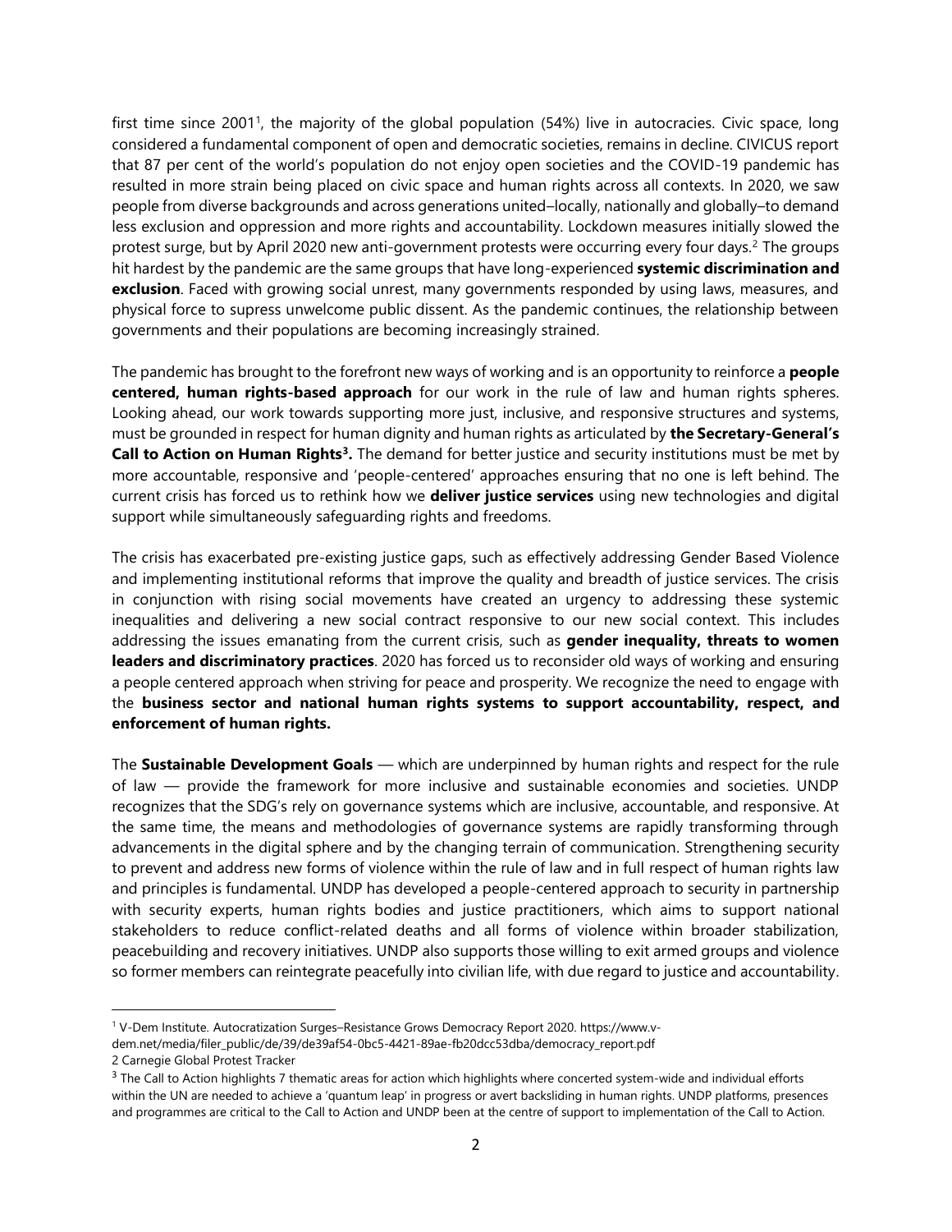first time since 2001[1], the majority of the global population (54%) live in autocracies. Civic space, long considered a fundamental component of open and democratic societies, remains in decline. CIVICUS report that 87 per cent of the world's population do not enjoy open societies and the COVID-19 pandemic has resulted in more strain being placed on civic space and human rights across all contexts. In 2020, we saw people from diverse backgrounds and across generations united–locally, nationally and globally–to demand less exclusion and oppression and more rights and accountability. Lockdown measures initially slowed the protest surge, but by April 2020 new anti-government protests were occurring every four days.[2] The groups hit hardest by the pandemic are the same groups that have long-experienced **systemic discrimination and exclusion**. Faced with growing social unrest, many governments responded by using laws, measures, and physical force to supress unwelcome public dissent. As the pandemic continues, the relationship between governments and their populations are becoming increasingly strained.

The pandemic has brought to the forefront new ways of working and is an opportunity to reinforce a **people centered, human rights-based approach** for our work in the rule of law and human rights spheres. Looking ahead, our work towards supporting more just, inclusive, and responsive structures and systems, must be grounded in respect for human dignity and human rights as articulated by **the Secretary-General's Call to Action on Human Rights[3].** The demand for better justice and security institutions must be met by more accountable, responsive and 'people-centered' approaches ensuring that no one is left behind. The current crisis has forced us to rethink how we **deliver justice services** using new technologies and digital support while simultaneously safeguarding rights and freedoms.

The crisis has exacerbated pre-existing justice gaps, such as effectively addressing Gender Based Violence and implementing institutional reforms that improve the quality and breadth of justice services. The crisis in conjunction with rising social movements have created an urgency to addressing these systemic inequalities and delivering a new social contract responsive to our new social context. This includes addressing the issues emanating from the current crisis, such as **gender inequality, threats to women leaders and discriminatory practices**. 2020 has forced us to reconsider old ways of working and ensuring a people centered approach when striving for peace and prosperity. We recognize the need to engage with the **business sector and national human rights systems to support accountability, respect, and enforcement of human rights.**

The **Sustainable Development Goals** — which are underpinned by human rights and respect for the rule of law — provide the framework for more inclusive and sustainable economies and societies. UNDP recognizes that the SDG's rely on governance systems which are inclusive, accountable, and responsive. At the same time, the means and methodologies of governance systems are rapidly transforming through advancements in the digital sphere and by the changing terrain of communication. Strengthening security to prevent and address new forms of violence within the rule of law and in full respect of human rights law and principles is fundamental. UNDP has developed a people-centered approach to security in partnership with security experts, human rights bodies and justice practitioners, which aims to support national stakeholders to reduce conflict-related deaths and all forms of violence within broader stabilization, peacebuilding and recovery initiatives. UNDP also supports those willing to exit armed groups and violence so former members can reintegrate peacefully into civilian life, with due regard to justice and accountability.

---

[1] V-Dem Institute. Autocratization Surges–Resistance Grows Democracy Report 2020. https://www.v-dem.net/media/filer_public/de/39/de39af54-0bc5-4421-89ae-fb20dcc53dba/democracy_report.pdf

[2] Carnegie Global Protest Tracker

[3] The Call to Action highlights 7 thematic areas for action which highlights where concerted system-wide and individual efforts within the UN are needed to achieve a 'quantum leap' in progress or avert backsliding in human rights. UNDP platforms, presences and programmes are critical to the Call to Action and UNDP been at the centre of support to implementation of the Call to Action.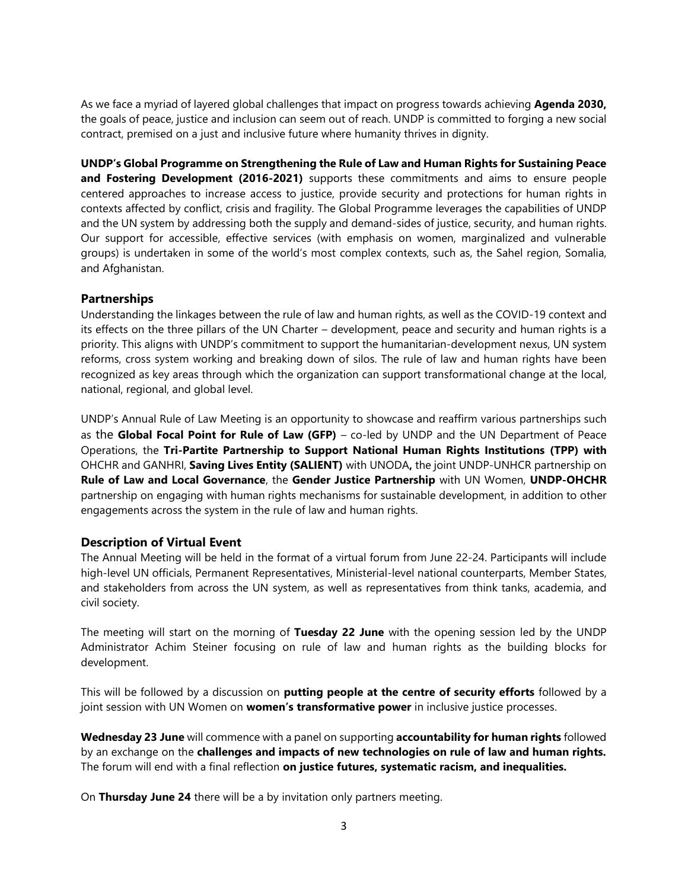As we face a myriad of layered global challenges that impact on progress towards achieving **Agenda 2030,** the goals of peace, justice and inclusion can seem out of reach. UNDP is committed to forging a new social contract, premised on a just and inclusive future where humanity thrives in dignity.

**UNDP's Global Programme on Strengthening the Rule of Law and Human Rights for Sustaining Peace and Fostering Development (2016-2021)** supports these commitments and aims to ensure people centered approaches to increase access to justice, provide security and protections for human rights in contexts affected by conflict, crisis and fragility. The Global Programme leverages the capabilities of UNDP and the UN system by addressing both the supply and demand-sides of justice, security, and human rights. Our support for accessible, effective services (with emphasis on women, marginalized and vulnerable groups) is undertaken in some of the world's most complex contexts, such as, the Sahel region, Somalia, and Afghanistan.

## Partnerships

Understanding the linkages between the rule of law and human rights, as well as the COVID-19 context and its effects on the three pillars of the UN Charter – development, peace and security and human rights is a priority. This aligns with UNDP's commitment to support the humanitarian-development nexus, UN system reforms, cross system working and breaking down of silos. The rule of law and human rights have been recognized as key areas through which the organization can support transformational change at the local, national, regional, and global level.

UNDP's Annual Rule of Law Meeting is an opportunity to showcase and reaffirm various partnerships such as the **Global Focal Point for Rule of Law (GFP)** – co-led by UNDP and the UN Department of Peace Operations, the **Tri-Partite Partnership to Support National Human Rights Institutions (TPP) with** OHCHR and GANHRI, **Saving Lives Entity (SALIENT)** with UNODA**,** the joint UNDP-UNHCR partnership on **Rule of Law and Local Governance**, the **Gender Justice Partnership** with UN Women, **UNDP-OHCHR** partnership on engaging with human rights mechanisms for sustainable development, in addition to other engagements across the system in the rule of law and human rights.

## Description of Virtual Event

The Annual Meeting will be held in the format of a virtual forum from June 22-24. Participants will include high-level UN officials, Permanent Representatives, Ministerial-level national counterparts, Member States, and stakeholders from across the UN system, as well as representatives from think tanks, academia, and civil society.

The meeting will start on the morning of **Tuesday 22 June** with the opening session led by the UNDP Administrator Achim Steiner focusing on rule of law and human rights as the building blocks for development.

This will be followed by a discussion on **putting people at the centre of security efforts** followed by a joint session with UN Women on **women's transformative power** in inclusive justice processes.

**Wednesday 23 June** will commence with a panel on supporting **accountability for human rights** followed by an exchange on the **challenges and impacts of new technologies on rule of law and human rights.** The forum will end with a final reflection **on justice futures, systematic racism, and inequalities.**

On **Thursday June 24** there will be a by invitation only partners meeting.